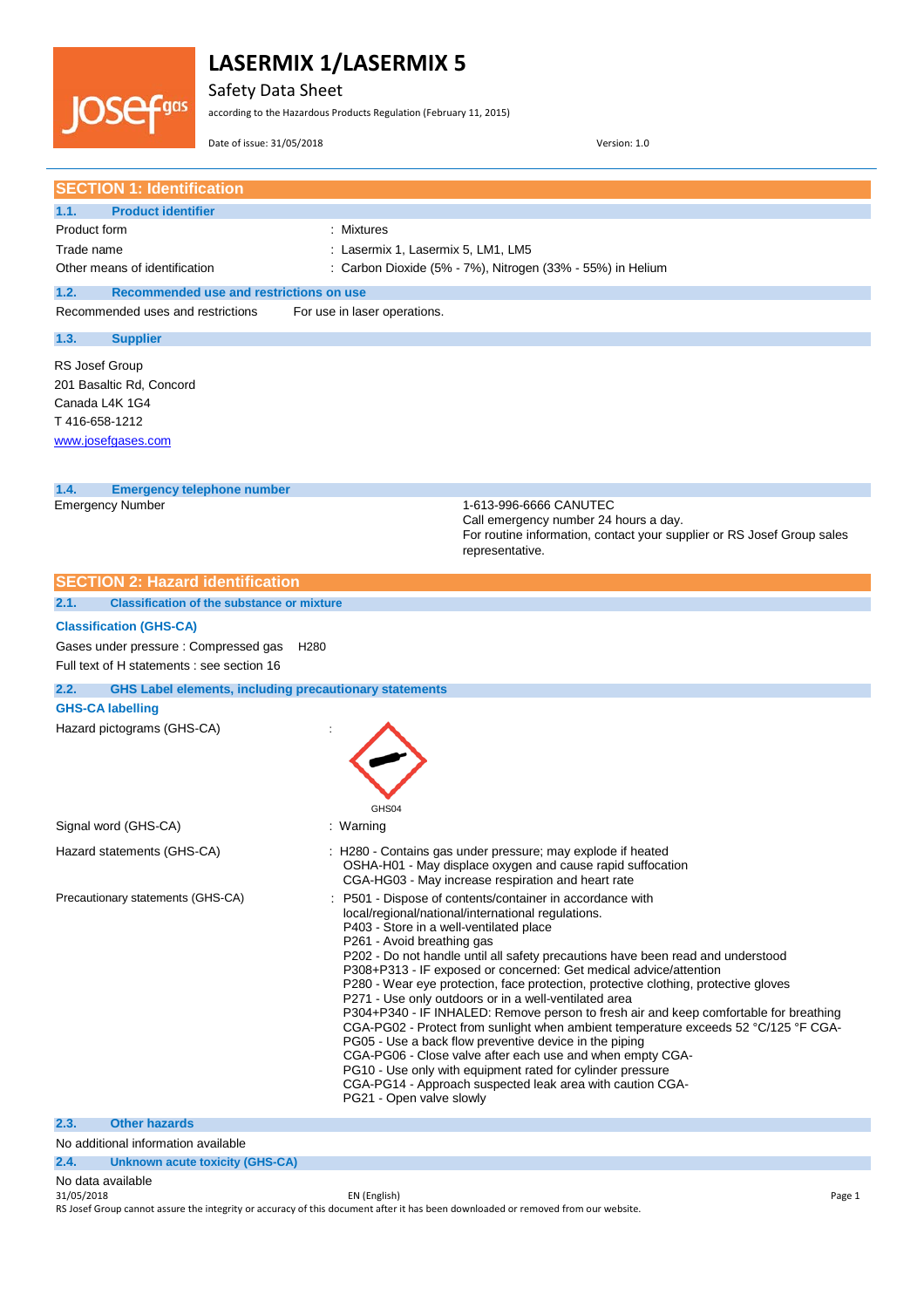# LASERMIX 1/LASERMIX 5

Safety Data Sheet

according to the Hazardous Products Regulation (February 11, 2015)

Date of issue: 31/05/2018 Version: 1.0

## SECTION 1: Identification

### 1.1. Product identifier

| | |
|---|---|
| Product form | : Mixtures |
| Trade name | : Lasermix 1, Lasermix 5, LM1, LM5 |
| Other means of identification | : Carbon Dioxide (5% - 7%), Nitrogen (33% - 55%) in Helium |

### 1.2. Recommended use and restrictions on use

Recommended uses and restrictions For use in laser operations.

### 1.3. Supplier

RS Josef Group
201 Basaltic Rd, Concord
Canada L4K 1G4
T 416-658-1212
www.josefgases.com

### 1.4. Emergency telephone number

Emergency Number: 1-613-996-6666 CANUTEC
Call emergency number 24 hours a day.
For routine information, contact your supplier or RS Josef Group sales representative.

## SECTION 2: Hazard identification

### 2.1. Classification of the substance or mixture

**Classification (GHS-CA)**

Gases under pressure : Compressed gas H280

Full text of H statements : see section 16

### 2.2. GHS Label elements, including precautionary statements

**GHS-CA labelling**

Hazard pictograms (GHS-CA) :

GHS04

Signal word (GHS-CA) : Warning

Hazard statements (GHS-CA) :
H280 - Contains gas under pressure; may explode if heated
OSHA-H01 - May displace oxygen and cause rapid suffocation
CGA-HG03 - May increase respiration and heart rate

Precautionary statements (GHS-CA) :
P501 - Dispose of contents/container in accordance with local/regional/national/international regulations.
P403 - Store in a well-ventilated place
P261 - Avoid breathing gas
P202 - Do not handle until all safety precautions have been read and understood
P308+P313 - IF exposed or concerned: Get medical advice/attention
P280 - Wear eye protection, face protection, protective clothing, protective gloves
P271 - Use only outdoors or in a well-ventilated area
P304+P340 - IF INHALED: Remove person to fresh air and keep comfortable for breathing
CGA-PG02 - Protect from sunlight when ambient temperature exceeds 52 °C/125 °F CGA-PG05 - Use a back flow preventive device in the piping
CGA-PG06 - Close valve after each use and when empty CGA-PG10 - Use only with equipment rated for cylinder pressure
CGA-PG14 - Approach suspected leak area with caution CGA-PG21 - Open valve slowly

### 2.3. Other hazards

No additional information available

### 2.4. Unknown acute toxicity (GHS-CA)

No data available

RS Josef Group cannot assure the integrity or accuracy of this document after it has been downloaded or removed from our website.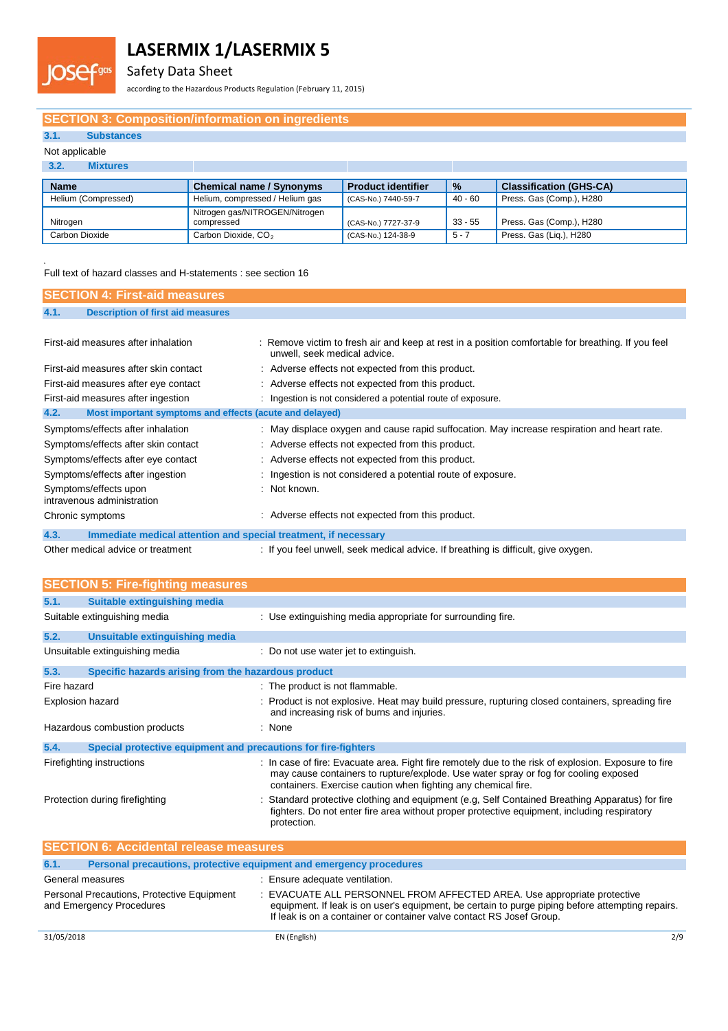## SECTION 3: Composition/information on ingredients

### 3.1. Substances

Not applicable

### 3.2. Mixtures

| Name | Chemical name / Synonyms | Product identifier | % | Classification (GHS-CA) |
|---|---|---|---|---|
| Helium (Compressed) | Helium, compressed / Helium gas | (CAS-No.) 7440-59-7 | 40 - 60 | Press. Gas (Comp.), H280 |
| Nitrogen | Nitrogen gas/NITROGEN/Nitrogen compressed | (CAS-No.) 7727-37-9 | 33 - 55 | Press. Gas (Comp.), H280 |
| Carbon Dioxide | Carbon Dioxide, $CO_2$ | (CAS-No.) 124-38-9 | 5 - 7 | Press. Gas (Liq.), H280 |

Full text of hazard classes and H-statements : see section 16

## SECTION 4: First-aid measures

### 4.1. Description of first aid measures

| | |
|---|---|
| First-aid measures after inhalation | : Remove victim to fresh air and keep at rest in a position comfortable for breathing. If you feel unwell, seek medical advice. |
| First-aid measures after skin contact | : Adverse effects not expected from this product. |
| First-aid measures after eye contact | : Adverse effects not expected from this product. |
| First-aid measures after ingestion | : Ingestion is not considered a potential route of exposure. |

### 4.2. Most important symptoms and effects (acute and delayed)

| | |
|---|---|
| Symptoms/effects after inhalation | : May displace oxygen and cause rapid suffocation. May increase respiration and heart rate. |
| Symptoms/effects after skin contact | : Adverse effects not expected from this product. |
| Symptoms/effects after eye contact | : Adverse effects not expected from this product. |
| Symptoms/effects after ingestion | : Ingestion is not considered a potential route of exposure. |
| Symptoms/effects upon intravenous administration | : Not known. |
| Chronic symptoms | : Adverse effects not expected from this product. |

### 4.3. Immediate medical attention and special treatment, if necessary

| | |
|---|---|
| Other medical advice or treatment | : If you feel unwell, seek medical advice. If breathing is difficult, give oxygen. |

## SECTION 5: Fire-fighting measures

### 5.1. Suitable extinguishing media

| | |
|---|---|
| Suitable extinguishing media | : Use extinguishing media appropriate for surrounding fire. |

### 5.2. Unsuitable extinguishing media

| | |
|---|---|
| Unsuitable extinguishing media | : Do not use water jet to extinguish. |

### 5.3. Specific hazards arising from the hazardous product

| | |
|---|---|
| Fire hazard | : The product is not flammable. |
| Explosion hazard | : Product is not explosive. Heat may build pressure, rupturing closed containers, spreading fire and increasing risk of burns and injuries. |
| Hazardous combustion products | : None |

### 5.4. Special protective equipment and precautions for fire-fighters

| | |
|---|---|
| Firefighting instructions | : In case of fire: Evacuate area. Fight fire remotely due to the risk of explosion. Exposure to fire may cause containers to rupture/explode. Use water spray or fog for cooling exposed containers. Exercise caution when fighting any chemical fire. |
| Protection during firefighting | : Standard protective clothing and equipment (e.g, Self Contained Breathing Apparatus) for fire fighters. Do not enter fire area without proper protective equipment, including respiratory protection. |

## SECTION 6: Accidental release measures

### 6.1. Personal precautions, protective equipment and emergency procedures

| | |
|---|---|
| General measures | : Ensure adequate ventilation. |
| Personal Precautions, Protective Equipment and Emergency Procedures | : EVACUATE ALL PERSONNEL FROM AFFECTED AREA. Use appropriate protective equipment. If leak is on user's equipment, be certain to purge piping before attempting repairs. If leak is on a container or container valve contact RS Josef Group. |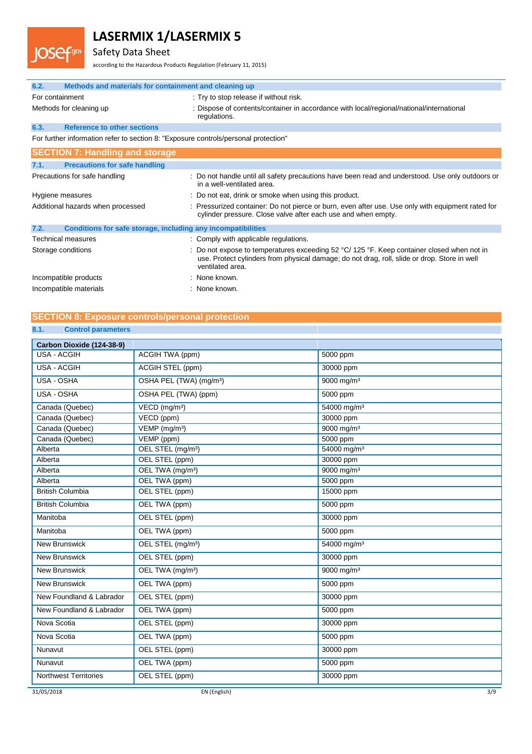### 6.2. Methods and materials for containment and cleaning up

For containment : Try to stop release if without risk.

Methods for cleaning up : Dispose of contents/container in accordance with local/regional/national/international regulations.

### 6.3. Reference to other sections

For further information refer to section 8: "Exposure controls/personal protection"

## SECTION 7: Handling and storage

### 7.1. Precautions for safe handling

Precautions for safe handling : Do not handle until all safety precautions have been read and understood. Use only outdoors or in a well-ventilated area.

Hygiene measures : Do not eat, drink or smoke when using this product.

Additional hazards when processed : Pressurized container: Do not pierce or burn, even after use. Use only with equipment rated for cylinder pressure. Close valve after each use and when empty.

### 7.2. Conditions for safe storage, including any incompatibilities

Technical measures : Comply with applicable regulations.

Storage conditions : Do not expose to temperatures exceeding 52 °C/ 125 °F. Keep container closed when not in use. Protect cylinders from physical damage; do not drag, roll, slide or drop. Store in well ventilated area.

Incompatible products : None known.

Incompatible materials : None known.

## SECTION 8: Exposure controls/personal protection

### 8.1. Control parameters

| Carbon Dioxide (124-38-9) | | |
|---|---|---|
| USA - ACGIH | ACGIH TWA (ppm) | 5000 ppm |
| USA - ACGIH | ACGIH STEL (ppm) | 30000 ppm |
| USA - OSHA | OSHA PEL (TWA) (mg/m³) | 9000 mg/m³ |
| USA - OSHA | OSHA PEL (TWA) (ppm) | 5000 ppm |
| Canada (Quebec) | VECD (mg/m³) | 54000 mg/m³ |
| Canada (Quebec) | VECD (ppm) | 30000 ppm |
| Canada (Quebec) | VEMP (mg/m³) | 9000 mg/m³ |
| Canada (Quebec) | VEMP (ppm) | 5000 ppm |
| Alberta | OEL STEL (mg/m³) | 54000 mg/m³ |
| Alberta | OEL STEL (ppm) | 30000 ppm |
| Alberta | OEL TWA (mg/m³) | 9000 mg/m³ |
| Alberta | OEL TWA (ppm) | 5000 ppm |
| British Columbia | OEL STEL (ppm) | 15000 ppm |
| British Columbia | OEL TWA (ppm) | 5000 ppm |
| Manitoba | OEL STEL (ppm) | 30000 ppm |
| Manitoba | OEL TWA (ppm) | 5000 ppm |
| New Brunswick | OEL STEL (mg/m³) | 54000 mg/m³ |
| New Brunswick | OEL STEL (ppm) | 30000 ppm |
| New Brunswick | OEL TWA (mg/m³) | 9000 mg/m³ |
| New Brunswick | OEL TWA (ppm) | 5000 ppm |
| New Foundland & Labrador | OEL STEL (ppm) | 30000 ppm |
| New Foundland & Labrador | OEL TWA (ppm) | 5000 ppm |
| Nova Scotia | OEL STEL (ppm) | 30000 ppm |
| Nova Scotia | OEL TWA (ppm) | 5000 ppm |
| Nunavut | OEL STEL (ppm) | 30000 ppm |
| Nunavut | OEL TWA (ppm) | 5000 ppm |
| Northwest Territories | OEL STEL (ppm) | 30000 ppm |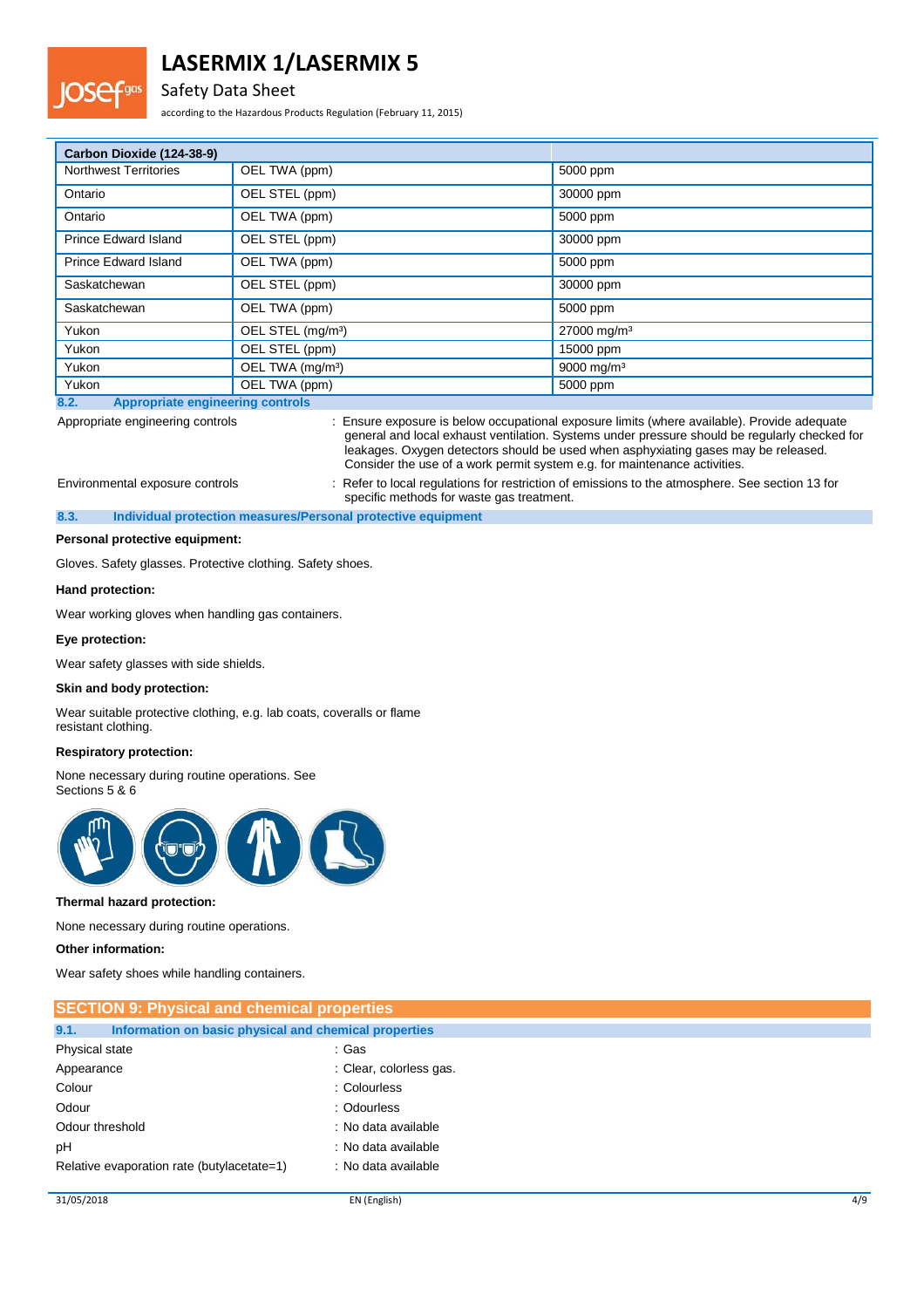| Carbon Dioxide (124-38-9) | | |
|---|---|---|
| Northwest Territories | OEL TWA (ppm) | 5000 ppm |
| Ontario | OEL STEL (ppm) | 30000 ppm |
| Ontario | OEL TWA (ppm) | 5000 ppm |
| Prince Edward Island | OEL STEL (ppm) | 30000 ppm |
| Prince Edward Island | OEL TWA (ppm) | 5000 ppm |
| Saskatchewan | OEL STEL (ppm) | 30000 ppm |
| Saskatchewan | OEL TWA (ppm) | 5000 ppm |
| Yukon | OEL STEL (mg/m³) | 27000 mg/m³ |
| Yukon | OEL STEL (ppm) | 15000 ppm |
| Yukon | OEL TWA (mg/m³) | 9000 mg/m³ |
| Yukon | OEL TWA (ppm) | 5000 ppm |

### 8.2. Appropriate engineering controls

Appropriate engineering controls : Ensure exposure is below occupational exposure limits (where available). Provide adequate general and local exhaust ventilation. Systems under pressure should be regularly checked for leakages. Oxygen detectors should be used when asphyxiating gases may be released. Consider the use of a work permit system e.g. for maintenance activities.

Environmental exposure controls : Refer to local regulations for restriction of emissions to the atmosphere. See section 13 for specific methods for waste gas treatment.

### 8.3. Individual protection measures/Personal protective equipment

**Personal protective equipment:**

Gloves. Safety glasses. Protective clothing. Safety shoes.

**Hand protection:**

Wear working gloves when handling gas containers.

**Eye protection:**

Wear safety glasses with side shields.

**Skin and body protection:**

Wear suitable protective clothing, e.g. lab coats, coveralls or flame resistant clothing.

**Respiratory protection:**

None necessary during routine operations. See Sections 5 & 6

**Thermal hazard protection:**

None necessary during routine operations.

**Other information:**

Wear safety shoes while handling containers.

## SECTION 9: Physical and chemical properties

### 9.1. Information on basic physical and chemical properties

| | |
|---|---|
| Physical state | : Gas |
| Appearance | : Clear, colorless gas. |
| Colour | : Colourless |
| Odour | : Odourless |
| Odour threshold | : No data available |
| pH | : No data available |
| Relative evaporation rate (butylacetate=1) | : No data available |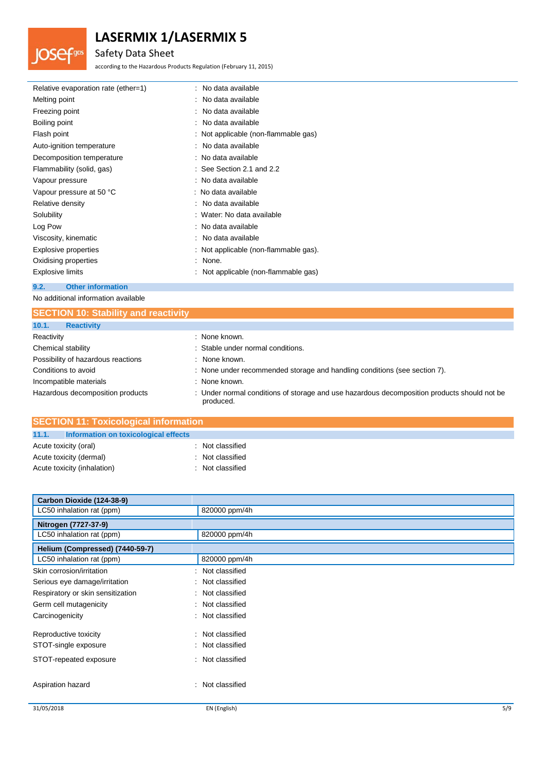| | |
|---|---|
| Relative evaporation rate (ether=1) | : No data available |
| Melting point | : No data available |
| Freezing point | : No data available |
| Boiling point | : No data available |
| Flash point | : Not applicable (non-flammable gas) |
| Auto-ignition temperature | : No data available |
| Decomposition temperature | : No data available |
| Flammability (solid, gas) | : See Section 2.1 and 2.2 |
| Vapour pressure | : No data available |
| Vapour pressure at 50 °C | : No data available |
| Relative density | : No data available |
| Solubility | : Water: No data available |
| Log Pow | : No data available |
| Viscosity, kinematic | : No data available |
| Explosive properties | : Not applicable (non-flammable gas). |
| Oxidising properties | : None. |
| Explosive limits | : Not applicable (non-flammable gas) |

### 9.2. Other information

No additional information available

## SECTION 10: Stability and reactivity

### 10.1. Reactivity

| | |
|---|---|
| Reactivity | : None known. |
| Chemical stability | : Stable under normal conditions. |
| Possibility of hazardous reactions | : None known. |
| Conditions to avoid | : None under recommended storage and handling conditions (see section 7). |
| Incompatible materials | : None known. |
| Hazardous decomposition products | : Under normal conditions of storage and use hazardous decomposition products should not be produced. |

## SECTION 11: Toxicological information

### 11.1. Information on toxicological effects

| | |
|---|---|
| Acute toxicity (oral) | : Not classified |
| Acute toxicity (dermal) | : Not classified |
| Acute toxicity (inhalation) | : Not classified |

| Carbon Dioxide (124-38-9) | |
|---|---|
| LC50 inhalation rat (ppm) | 820000 ppm/4h |
| **Nitrogen (7727-37-9)** | |
| LC50 inhalation rat (ppm) | 820000 ppm/4h |
| **Helium (Compressed) (7440-59-7)** | |
| LC50 inhalation rat (ppm) | 820000 ppm/4h |

| | |
|---|---|
| Skin corrosion/irritation | : Not classified |
| Serious eye damage/irritation | : Not classified |
| Respiratory or skin sensitization | : Not classified |
| Germ cell mutagenicity | : Not classified |
| Carcinogenicity | : Not classified |
| Reproductive toxicity | : Not classified |
| STOT-single exposure | : Not classified |
| STOT-repeated exposure | : Not classified |
| Aspiration hazard | : Not classified |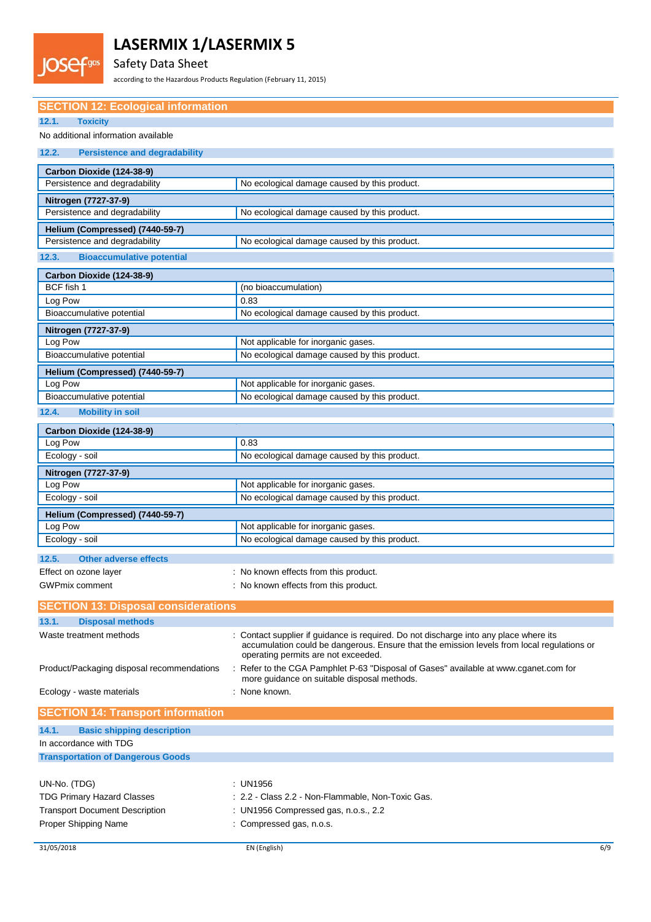## SECTION 12: Ecological information

### 12.1. Toxicity

No additional information available

### 12.2. Persistence and degradability

| **Carbon Dioxide (124-38-9)** | |
|---|---|
| Persistence and degradability | No ecological damage caused by this product. |

| **Nitrogen (7727-37-9)** | |
|---|---|
| Persistence and degradability | No ecological damage caused by this product. |

| **Helium (Compressed) (7440-59-7)** | |
|---|---|
| Persistence and degradability | No ecological damage caused by this product. |

### 12.3. Bioaccumulative potential

| **Carbon Dioxide (124-38-9)** | |
|---|---|
| BCF fish 1 | (no bioaccumulation) |
| Log Pow | 0.83 |
| Bioaccumulative potential | No ecological damage caused by this product. |

| **Nitrogen (7727-37-9)** | |
|---|---|
| Log Pow | Not applicable for inorganic gases. |
| Bioaccumulative potential | No ecological damage caused by this product. |

| **Helium (Compressed) (7440-59-7)** | |
|---|---|
| Log Pow | Not applicable for inorganic gases. |
| Bioaccumulative potential | No ecological damage caused by this product. |

### 12.4. Mobility in soil

| **Carbon Dioxide (124-38-9)** | |
|---|---|
| Log Pow | 0.83 |
| Ecology - soil | No ecological damage caused by this product. |

| **Nitrogen (7727-37-9)** | |
|---|---|
| Log Pow | Not applicable for inorganic gases. |
| Ecology - soil | No ecological damage caused by this product. |

| **Helium (Compressed) (7440-59-7)** | |
|---|---|
| Log Pow | Not applicable for inorganic gases. |
| Ecology - soil | No ecological damage caused by this product. |

### 12.5. Other adverse effects

Effect on ozone layer : No known effects from this product.

GWPmix comment : No known effects from this product.

## SECTION 13: Disposal considerations

### 13.1. Disposal methods

Waste treatment methods : Contact supplier if guidance is required. Do not discharge into any place where its accumulation could be dangerous. Ensure that the emission levels from local regulations or operating permits are not exceeded.

Product/Packaging disposal recommendations : Refer to the CGA Pamphlet P-63 "Disposal of Gases" available at www.cganet.com for more guidance on suitable disposal methods.

Ecology - waste materials : None known.

## SECTION 14: Transport information

### 14.1. Basic shipping description

In accordance with TDG

**Transportation of Dangerous Goods**

UN-No. (TDG) : UN1956

TDG Primary Hazard Classes : 2.2 - Class 2.2 - Non-Flammable, Non-Toxic Gas.

Transport Document Description : UN1956 Compressed gas, n.o.s., 2.2

Proper Shipping Name : Compressed gas, n.o.s.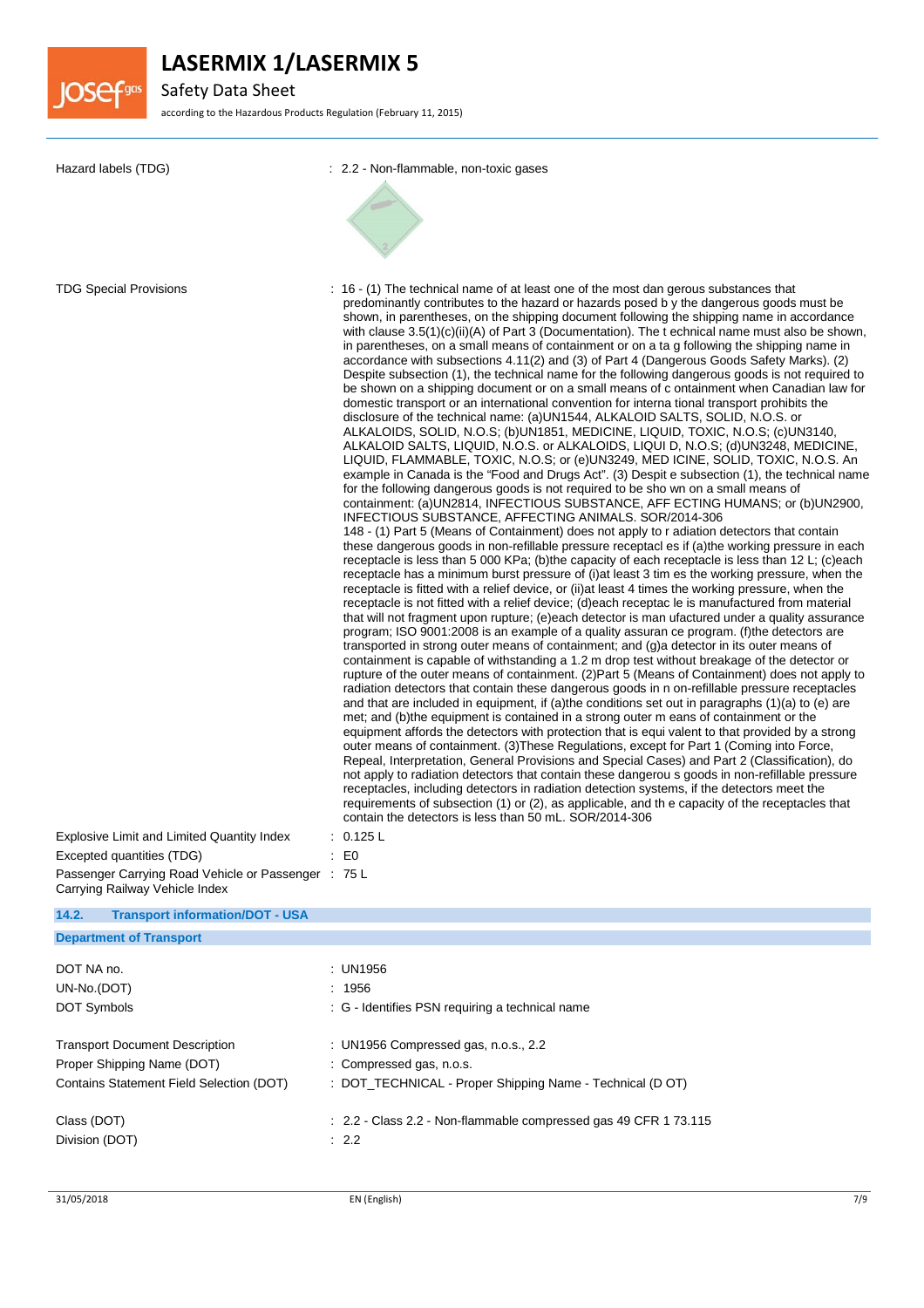Hazard labels (TDG) : 2.2 - Non-flammable, non-toxic gases

TDG Special Provisions : 16 - (1) The technical name of at least one of the most dan gerous substances that predominantly contributes to the hazard or hazards posed b y the dangerous goods must be shown, in parentheses, on the shipping document following the shipping name in accordance with clause 3.5(1)(c)(ii)(A) of Part 3 (Documentation). The t echnical name must also be shown, in parentheses, on a small means of containment or on a ta g following the shipping name in accordance with subsections 4.11(2) and (3) of Part 4 (Dangerous Goods Safety Marks). (2) Despite subsection (1), the technical name for the following dangerous goods is not required to be shown on a shipping document or on a small means of c ontainment when Canadian law for domestic transport or an international convention for interna tional transport prohibits the disclosure of the technical name: (a)UN1544, ALKALOID SALTS, SOLID, N.O.S. or ALKALOIDS, SOLID, N.O.S; (b)UN1851, MEDICINE, LIQUID, TOXIC, N.O.S; (c)UN3140, ALKALOID SALTS, LIQUID, N.O.S. or ALKALOIDS, LIQUI D, N.O.S; (d)UN3248, MEDICINE, LIQUID, FLAMMABLE, TOXIC, N.O.S; or (e)UN3249, MED ICINE, SOLID, TOXIC, N.O.S. An example in Canada is the "Food and Drugs Act". (3) Despit e subsection (1), the technical name for the following dangerous goods is not required to be sho wn on a small means of containment: (a)UN2814, INFECTIOUS SUBSTANCE, AFF ECTING HUMANS; or (b)UN2900, INFECTIOUS SUBSTANCE, AFFECTING ANIMALS. SOR/2014-306
148 - (1) Part 5 (Means of Containment) does not apply to r adiation detectors that contain these dangerous goods in non-refillable pressure receptacl es if (a)the working pressure in each receptacle is less than 5 000 KPa; (b)the capacity of each receptacle is less than 12 L; (c)each receptacle has a minimum burst pressure of (i)at least 3 tim es the working pressure, when the receptacle is fitted with a relief device, or (ii)at least 4 times the working pressure, when the receptacle is not fitted with a relief device; (d)each receptac le is manufactured from material that will not fragment upon rupture; (e)each detector is man ufactured under a quality assurance program; ISO 9001:2008 is an example of a quality assuran ce program. (f)the detectors are transported in strong outer means of containment; and (g)a detector in its outer means of containment is capable of withstanding a 1.2 m drop test without breakage of the detector or rupture of the outer means of containment. (2)Part 5 (Means of Containment) does not apply to radiation detectors that contain these dangerous goods in n on-refillable pressure receptacles and that are included in equipment, if (a)the conditions set out in paragraphs (1)(a) to (e) are met; and (b)the equipment is contained in a strong outer m eans of containment or the equipment affords the detectors with protection that is equi valent to that provided by a strong outer means of containment. (3)These Regulations, except for Part 1 (Coming into Force, Repeal, Interpretation, General Provisions and Special Cases) and Part 2 (Classification), do not apply to radiation detectors that contain these dangerou s goods in non-refillable pressure receptacles, including detectors in radiation detection systems, if the detectors meet the requirements of subsection (1) or (2), as applicable, and th e capacity of the receptacles that contain the detectors is less than 50 mL. SOR/2014-306

Explosive Limit and Limited Quantity Index : 0.125 L

Excepted quantities (TDG) : E0

Passenger Carrying Road Vehicle or Passenger Carrying Railway Vehicle Index : 75 L

## 14.2. Transport information/DOT - USA

### Department of Transport

DOT NA no. : UN1956

UN-No.(DOT) : 1956

DOT Symbols : G - Identifies PSN requiring a technical name

Transport Document Description : UN1956 Compressed gas, n.o.s., 2.2

Proper Shipping Name (DOT) : Compressed gas, n.o.s.

Contains Statement Field Selection (DOT) : DOT_TECHNICAL - Proper Shipping Name - Technical (D OT)

Class (DOT) : 2.2 - Class 2.2 - Non-flammable compressed gas 49 CFR 1 73.115

Division (DOT) : 2.2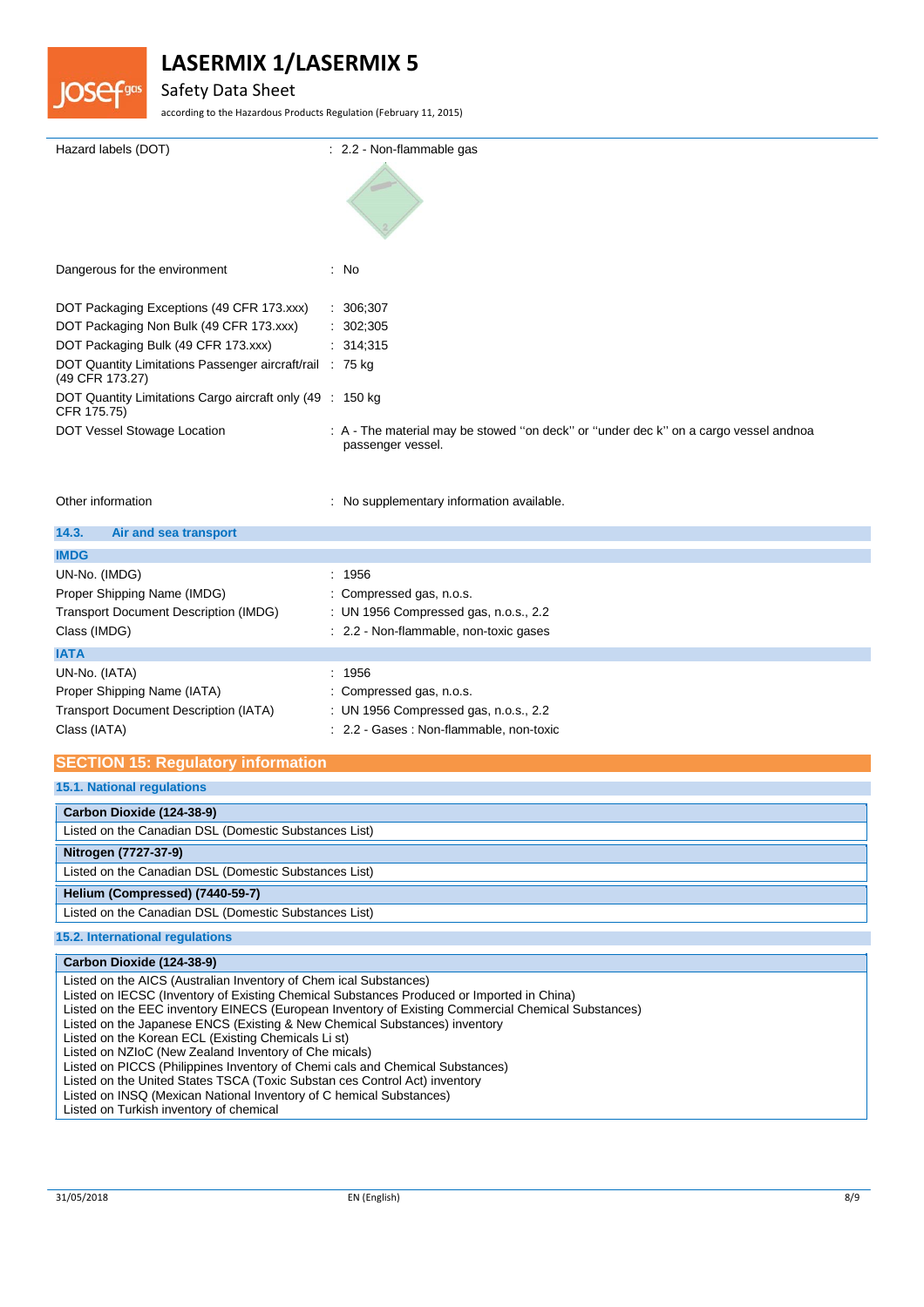Hazard labels (DOT) : 2.2 - Non-flammable gas

Dangerous for the environment : No

DOT Packaging Exceptions (49 CFR 173.xxx) : 306;307

DOT Packaging Non Bulk (49 CFR 173.xxx) : 302;305

DOT Packaging Bulk (49 CFR 173.xxx) : 314;315

DOT Quantity Limitations Passenger aircraft/rail (49 CFR 173.27) : 75 kg

DOT Quantity Limitations Cargo aircraft only (49 CFR 175.75) : 150 kg

DOT Vessel Stowage Location : A - The material may be stowed ''on deck'' or ''under dec k'' on a cargo vessel andnoa passenger vessel.

Other information : No supplementary information available.

### 14.3. Air and sea transport

**IMDG**

UN-No. (IMDG) : 1956

Proper Shipping Name (IMDG) : Compressed gas, n.o.s.

Transport Document Description (IMDG) : UN 1956 Compressed gas, n.o.s., 2.2

Class (IMDG) : 2.2 - Non-flammable, non-toxic gases

**IATA**

UN-No. (IATA) : 1956

Proper Shipping Name (IATA) : Compressed gas, n.o.s.

Transport Document Description (IATA) : UN 1956 Compressed gas, n.o.s., 2.2

Class (IATA) : 2.2 - Gases : Non-flammable, non-toxic

## SECTION 15: Regulatory information

### 15.1. National regulations

**Carbon Dioxide (124-38-9)**

Listed on the Canadian DSL (Domestic Substances List)

**Nitrogen (7727-37-9)**

Listed on the Canadian DSL (Domestic Substances List)

**Helium (Compressed) (7440-59-7)**

Listed on the Canadian DSL (Domestic Substances List)

### 15.2. International regulations

**Carbon Dioxide (124-38-9)**

Listed on the AICS (Australian Inventory of Chem ical Substances)
Listed on IECSC (Inventory of Existing Chemical Substances Produced or Imported in China)
Listed on the EEC inventory EINECS (European Inventory of Existing Commercial Chemical Substances)
Listed on the Japanese ENCS (Existing & New Chemical Substances) inventory
Listed on the Korean ECL (Existing Chemicals Li st)
Listed on NZIoC (New Zealand Inventory of Che micals)
Listed on PICCS (Philippines Inventory of Chemi cals and Chemical Substances)
Listed on the United States TSCA (Toxic Substan ces Control Act) inventory
Listed on INSQ (Mexican National Inventory of C hemical Substances)
Listed on Turkish inventory of chemical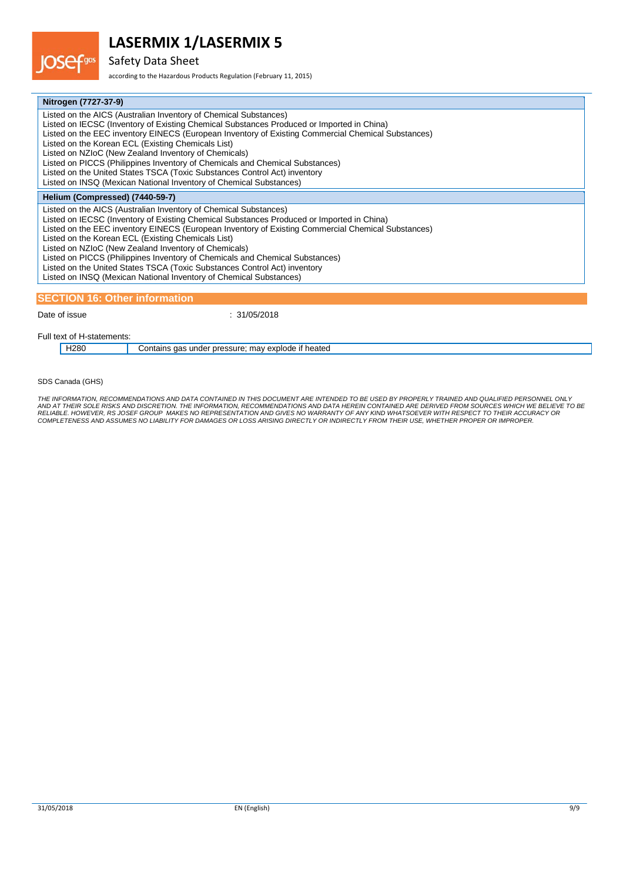**Nitrogen (7727-37-9)**

Listed on the AICS (Australian Inventory of Chemical Substances)
Listed on IECSC (Inventory of Existing Chemical Substances Produced or Imported in China)
Listed on the EEC inventory EINECS (European Inventory of Existing Commercial Chemical Substances)
Listed on the Korean ECL (Existing Chemicals List)
Listed on NZIoC (New Zealand Inventory of Chemicals)
Listed on PICCS (Philippines Inventory of Chemicals and Chemical Substances)
Listed on the United States TSCA (Toxic Substances Control Act) inventory
Listed on INSQ (Mexican National Inventory of Chemical Substances)

**Helium (Compressed) (7440-59-7)**

Listed on the AICS (Australian Inventory of Chemical Substances)
Listed on IECSC (Inventory of Existing Chemical Substances Produced or Imported in China)
Listed on the EEC inventory EINECS (European Inventory of Existing Commercial Chemical Substances)
Listed on the Korean ECL (Existing Chemicals List)
Listed on NZIoC (New Zealand Inventory of Chemicals)
Listed on PICCS (Philippines Inventory of Chemicals and Chemical Substances)
Listed on the United States TSCA (Toxic Substances Control Act) inventory
Listed on INSQ (Mexican National Inventory of Chemical Substances)

## SECTION 16: Other information

Date of issue : 31/05/2018

Full text of H-statements:

| | |
|---|---|
| H280 | Contains gas under pressure; may explode if heated |

SDS Canada (GHS)

*THE INFORMATION, RECOMMENDATIONS AND DATA CONTAINED IN THIS DOCUMENT ARE INTENDED TO BE USED BY PROPERLY TRAINED AND QUALIFIED PERSONNEL ONLY AND AT THEIR SOLE RISKS AND DISCRETION. THE INFORMATION, RECOMMENDATIONS AND DATA HEREIN CONTAINED ARE DERIVED FROM SOURCES WHICH WE BELIEVE TO BE RELIABLE. HOWEVER, RS JOSEF GROUP MAKES NO REPRESENTATION AND GIVES NO WARRANTY OF ANY KIND WHATSOEVER WITH RESPECT TO THEIR ACCURACY OR COMPLETENESS AND ASSUMES NO LIABILITY FOR DAMAGES OR LOSS ARISING DIRECTLY OR INDIRECTLY FROM THEIR USE, WHETHER PROPER OR IMPROPER.*